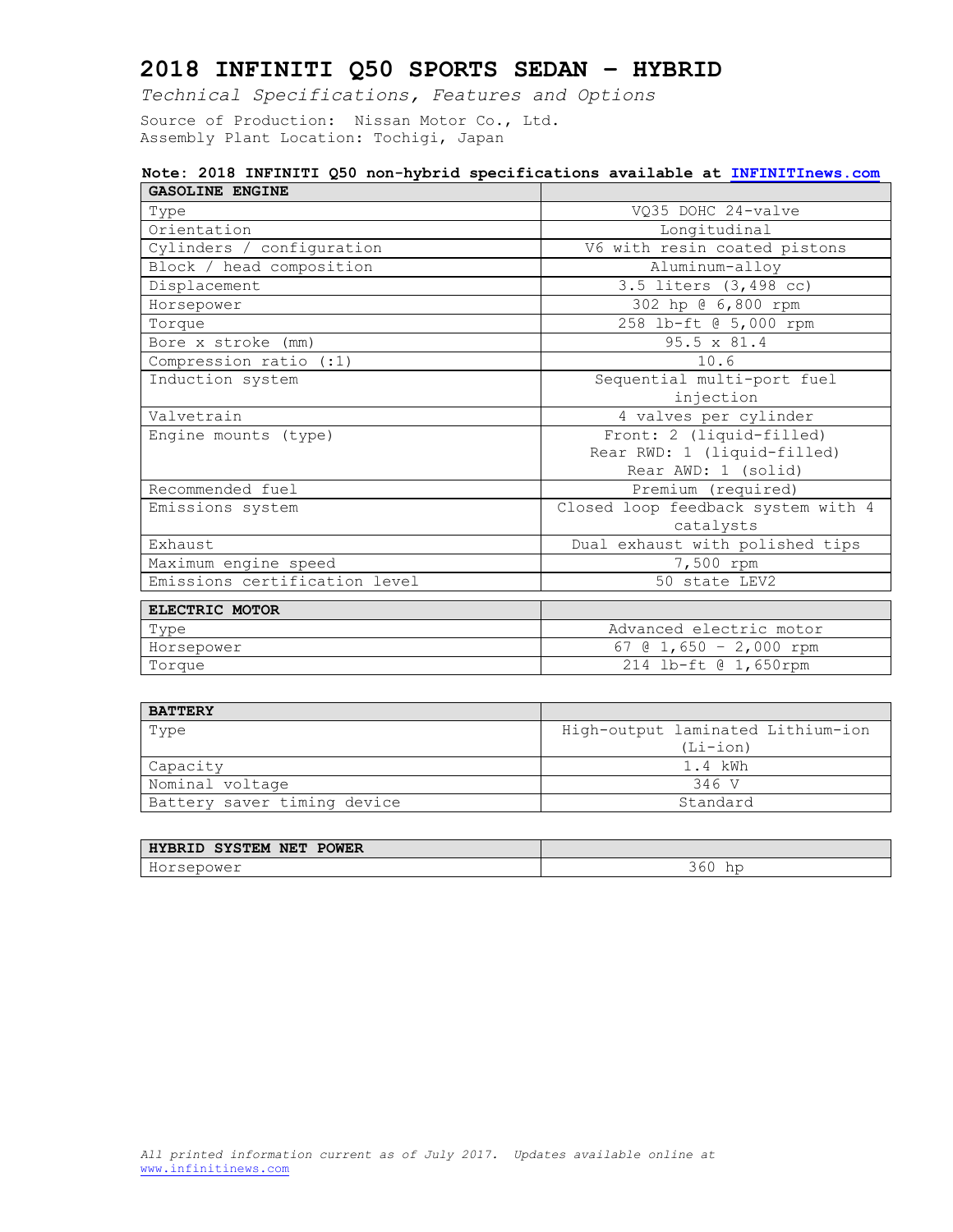# 2018 INFINITI Q50 SPORTS SEDAN – HYBRID

*Technical Specifications, Features and Options*

Source of Production: Nissan Motor Co., Ltd.
Assembly Plant Location: Tochigi, Japan

**Note: 2018 INFINITI Q50 non-hybrid specifications available at [INFINITInews.com](http://INFINITInews.com)**

| GASOLINE ENGINE | |
|---|---|
| Type | VQ35 DOHC 24-valve |
| Orientation | Longitudinal |
| Cylinders / configuration | V6 with resin coated pistons |
| Block / head composition | Aluminum-alloy |
| Displacement | 3.5 liters (3,498 cc) |
| Horsepower | 302 hp @ 6,800 rpm |
| Torque | 258 lb-ft @ 5,000 rpm |
| Bore x stroke (mm) | 95.5 x 81.4 |
| Compression ratio (:1) | 10.6 |
| Induction system | Sequential multi-port fuel injection |
| Valvetrain | 4 valves per cylinder |
| Engine mounts (type) | Front: 2 (liquid-filled)<br>Rear RWD: 1 (liquid-filled)<br>Rear AWD: 1 (solid) |
| Recommended fuel | Premium (required) |
| Emissions system | Closed loop feedback system with 4 catalysts |
| Exhaust | Dual exhaust with polished tips |
| Maximum engine speed | 7,500 rpm |
| Emissions certification level | 50 state LEV2 |

| ELECTRIC MOTOR | |
|---|---|
| Type | Advanced electric motor |
| Horsepower | 67 @ 1,650 – 2,000 rpm |
| Torque | 214 lb-ft @ 1,650rpm |

| BATTERY | |
|---|---|
| Type | High-output laminated Lithium-ion (Li-ion) |
| Capacity | 1.4 kWh |
| Nominal voltage | 346 V |
| Battery saver timing device | Standard |

| HYBRID SYSTEM NET POWER | |
|---|---|
| Horsepower | 360 hp |

*All printed information current as of July 2017. Updates available online at* [www.infinitinews.com](http://www.infinitinews.com)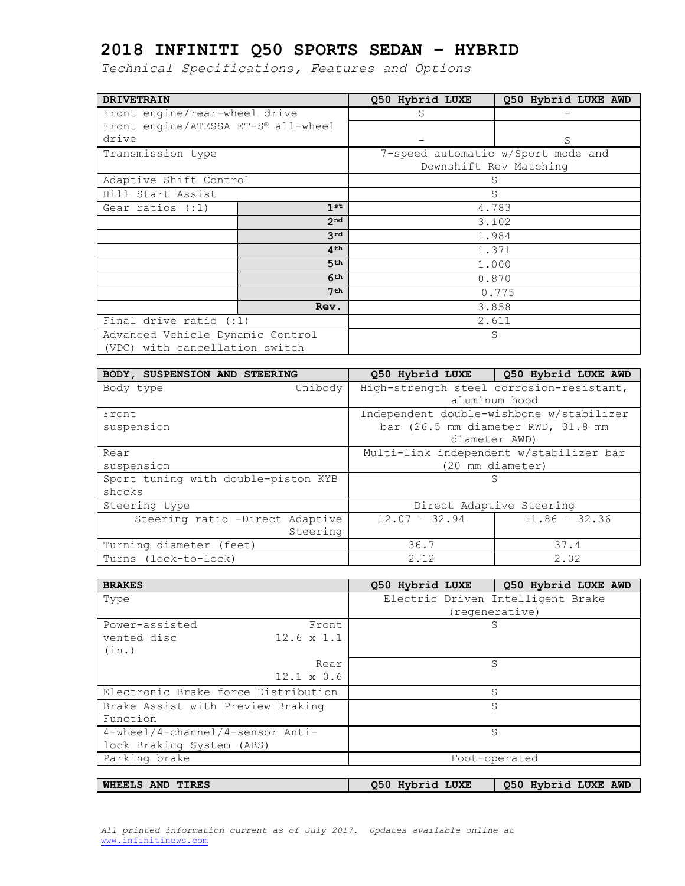# 2018 INFINITI Q50 SPORTS SEDAN – HYBRID

*Technical Specifications, Features and Options*

| DRIVETRAIN | | Q50 Hybrid LUXE | Q50 Hybrid LUXE AWD |
|---|---|---|---|
| Front engine/rear-wheel drive | | S | – |
| Front engine/ATESSA ET-S® all-wheel drive | | – | S |
| Transmission type | | 7-speed automatic w/Sport mode and Downshift Rev Matching | |
| Adaptive Shift Control | | S | |
| Hill Start Assist | | S | |
| Gear ratios (:1) | 1st | 4.783 | |
| | 2nd | 3.102 | |
| | 3rd | 1.984 | |
| | 4th | 1.371 | |
| | 5th | 1.000 | |
| | 6th | 0.870 | |
| | 7th | 0.775 | |
| | Rev. | 3.858 | |
| Final drive ratio (:1) | | 2.611 | |
| Advanced Vehicle Dynamic Control (VDC) with cancellation switch | | S | |

| BODY, SUSPENSION AND STEERING | | Q50 Hybrid LUXE | Q50 Hybrid LUXE AWD |
|---|---|---|---|
| Body type | Unibody | High-strength steel corrosion-resistant, aluminum hood | |
| Front suspension | | Independent double-wishbone w/stabilizer bar (26.5 mm diameter RWD, 31.8 mm diameter AWD) | |
| Rear suspension | | Multi-link independent w/stabilizer bar (20 mm diameter) | |
| Sport tuning with double-piston KYB shocks | | S | |
| Steering type | | Direct Adaptive Steering | |
| | Steering ratio -Direct Adaptive Steering | 12.07 – 32.94 | 11.86 – 32.36 |
| Turning diameter (feet) | | 36.7 | 37.4 |
| Turns (lock-to-lock) | | 2.12 | 2.02 |

| BRAKES | | Q50 Hybrid LUXE | Q50 Hybrid LUXE AWD |
|---|---|---|---|
| Type | | Electric Driven Intelligent Brake (regenerative) | |
| Power-assisted vented disc (in.) | Front 12.6 x 1.1 | S | |
| | Rear 12.1 x 0.6 | S | |
| Electronic Brake force Distribution | | S | |
| Brake Assist with Preview Braking Function | | S | |
| 4-wheel/4-channel/4-sensor Anti-lock Braking System (ABS) | | S | |
| Parking brake | | Foot-operated | |

| WHEELS AND TIRES | Q50 Hybrid LUXE | Q50 Hybrid LUXE AWD |
|---|---|---|

*All printed information current as of July 2017. Updates available online at* www.infinitinews.com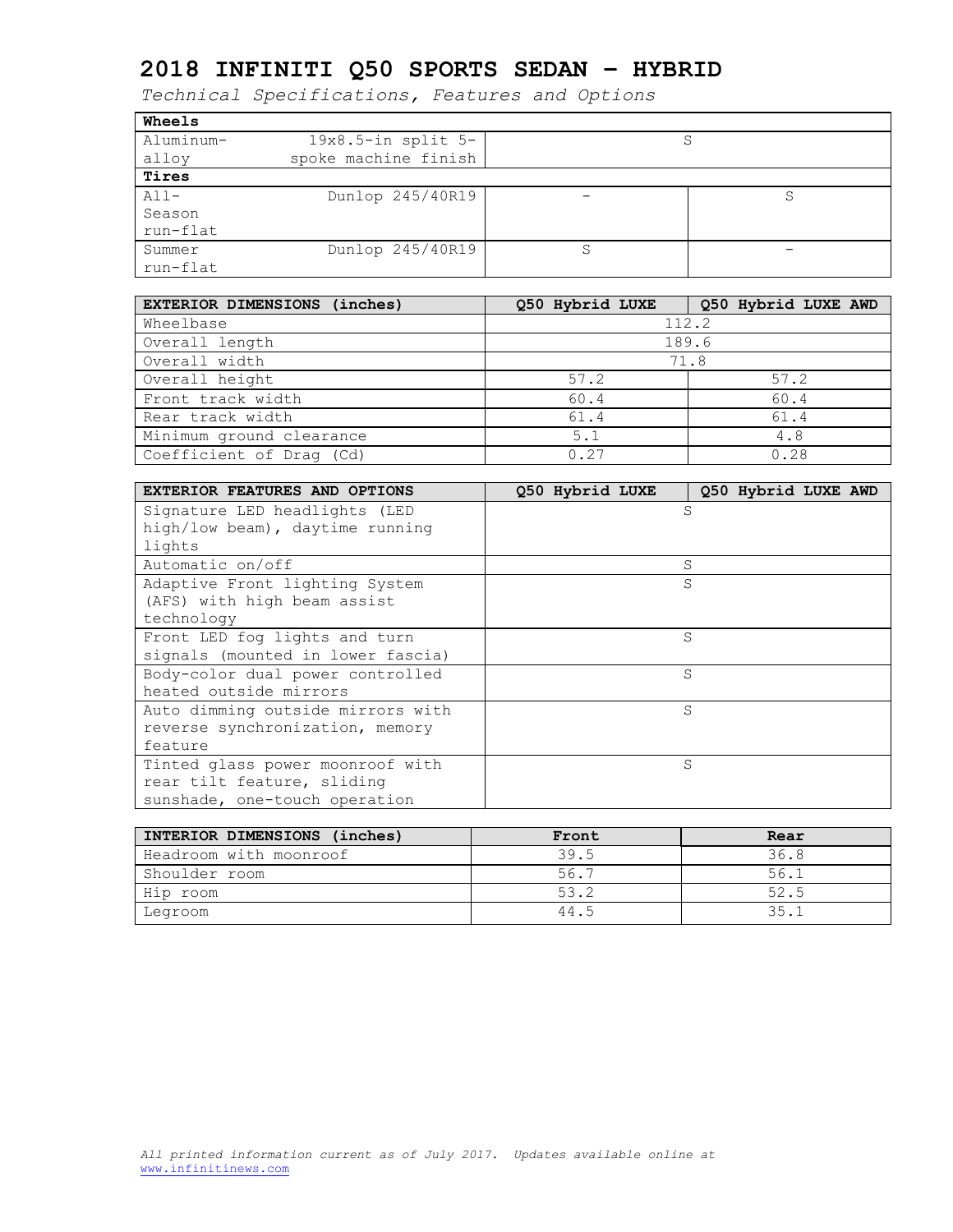# 2018 INFINITI Q50 SPORTS SEDAN – HYBRID

*Technical Specifications, Features and Options*

| **Wheels** | | | |
|---|---|---|---|
| Aluminum-alloy | 19x8.5-in split 5-spoke machine finish | S | |
| **Tires** | | | |
| All-Season run-flat | Dunlop 245/40R19 | – | S |
| Summer run-flat | Dunlop 245/40R19 | S | – |

| EXTERIOR DIMENSIONS (inches) | Q50 Hybrid LUXE | Q50 Hybrid LUXE AWD |
|---|---|---|
| Wheelbase | 112.2 | |
| Overall length | 189.6 | |
| Overall width | 71.8 | |
| Overall height | 57.2 | 57.2 |
| Front track width | 60.4 | 60.4 |
| Rear track width | 61.4 | 61.4 |
| Minimum ground clearance | 5.1 | 4.8 |
| Coefficient of Drag (Cd) | 0.27 | 0.28 |

| EXTERIOR FEATURES AND OPTIONS | Q50 Hybrid LUXE | Q50 Hybrid LUXE AWD |
|---|---|---|
| Signature LED headlights (LED high/low beam), daytime running lights | S | |
| Automatic on/off | S | |
| Adaptive Front lighting System (AFS) with high beam assist technology | S | |
| Front LED fog lights and turn signals (mounted in lower fascia) | S | |
| Body-color dual power controlled heated outside mirrors | S | |
| Auto dimming outside mirrors with reverse synchronization, memory feature | S | |
| Tinted glass power moonroof with rear tilt feature, sliding sunshade, one-touch operation | S | |

| INTERIOR DIMENSIONS (inches) | Front | Rear |
|---|---|---|
| Headroom with moonroof | 39.5 | 36.8 |
| Shoulder room | 56.7 | 56.1 |
| Hip room | 53.2 | 52.5 |
| Legroom | 44.5 | 35.1 |

*All printed information current as of July 2017. Updates available online at* www.infinitinews.com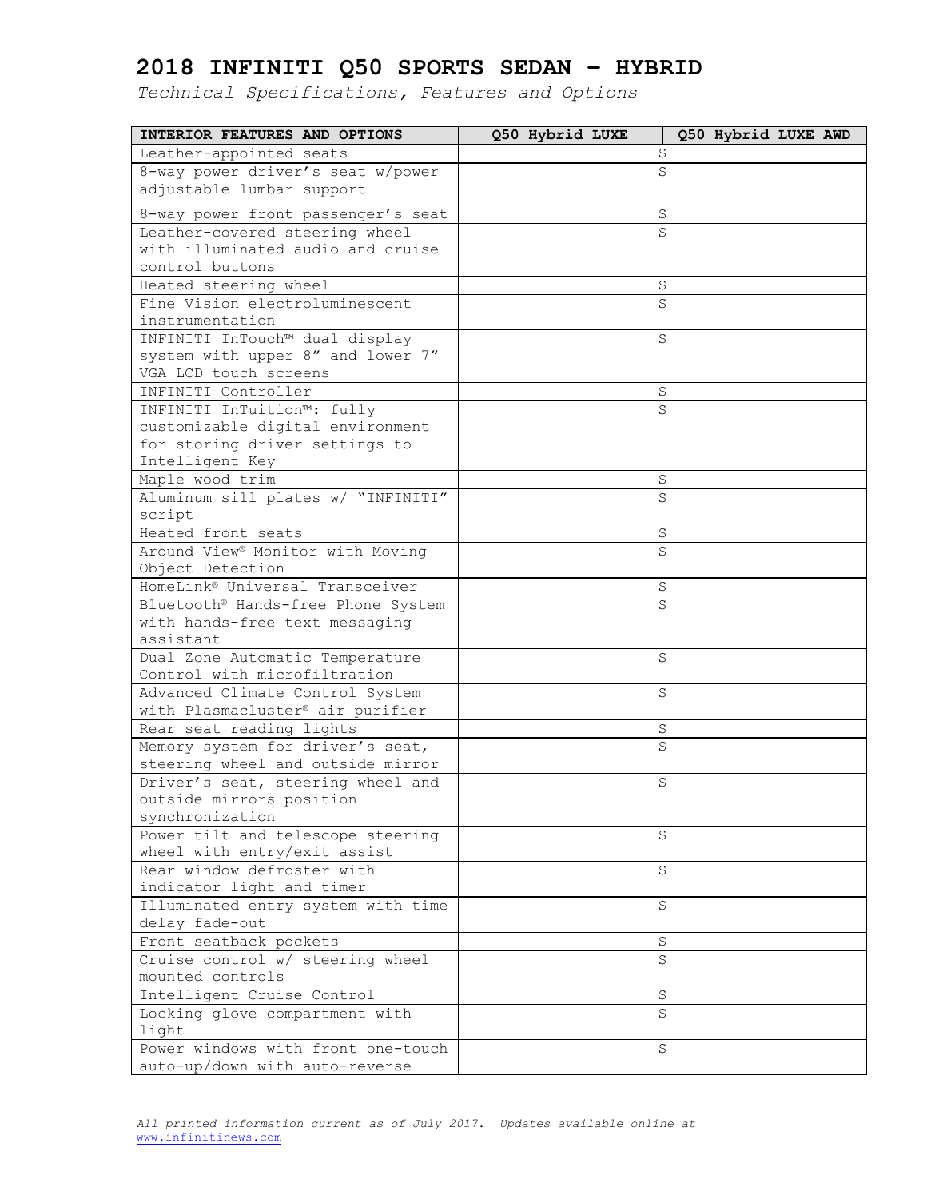# 2018 INFINITI Q50 SPORTS SEDAN – HYBRID

*Technical Specifications, Features and Options*

| INTERIOR FEATURES AND OPTIONS | Q50 Hybrid LUXE | Q50 Hybrid LUXE AWD |
|---|---|---|
| Leather-appointed seats | S | |
| 8-way power driver's seat w/power adjustable lumbar support | S | |
| 8-way power front passenger's seat | S | |
| Leather-covered steering wheel with illuminated audio and cruise control buttons | S | |
| Heated steering wheel | S | |
| Fine Vision electroluminescent instrumentation | S | |
| INFINITI InTouch™ dual display system with upper 8" and lower 7" VGA LCD touch screens | S | |
| INFINITI Controller | S | |
| INFINITI InTuition™: fully customizable digital environment for storing driver settings to Intelligent Key | S | |
| Maple wood trim | S | |
| Aluminum sill plates w/ "INFINITI" script | S | |
| Heated front seats | S | |
| Around View® Monitor with Moving Object Detection | S | |
| HomeLink® Universal Transceiver | S | |
| Bluetooth® Hands-free Phone System with hands-free text messaging assistant | S | |
| Dual Zone Automatic Temperature Control with microfiltration | S | |
| Advanced Climate Control System with Plasmacluster® air purifier | S | |
| Rear seat reading lights | S | |
| Memory system for driver's seat, steering wheel and outside mirror | S | |
| Driver's seat, steering wheel and outside mirrors position synchronization | S | |
| Power tilt and telescope steering wheel with entry/exit assist | S | |
| Rear window defroster with indicator light and timer | S | |
| Illuminated entry system with time delay fade-out | S | |
| Front seatback pockets | S | |
| Cruise control w/ steering wheel mounted controls | S | |
| Intelligent Cruise Control | S | |
| Locking glove compartment with light | S | |
| Power windows with front one-touch auto-up/down with auto-reverse | S | |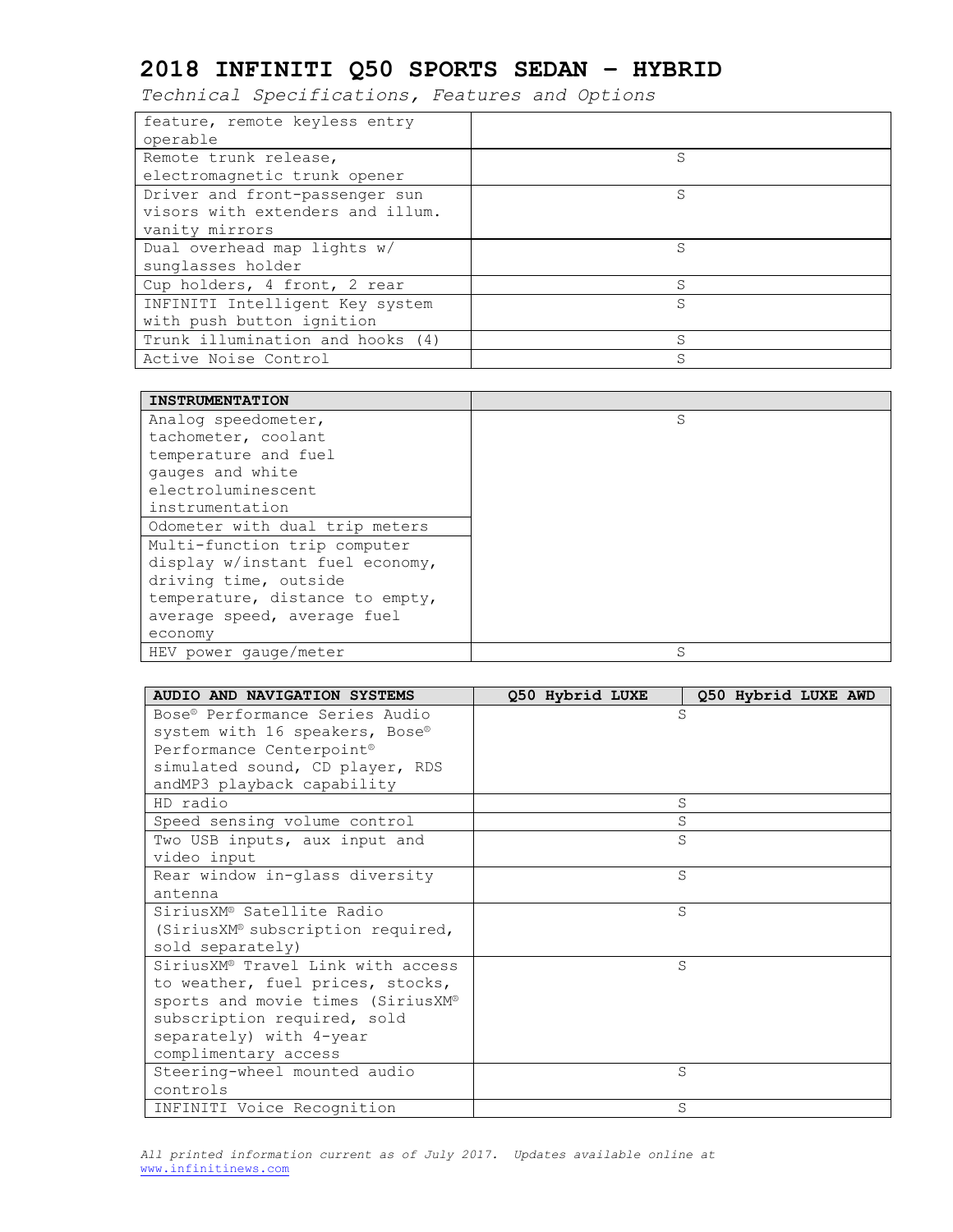# 2018 INFINITI Q50 SPORTS SEDAN – HYBRID

*Technical Specifications, Features and Options*

| | |
|---|---|
| feature, remote keyless entry operable | |
| Remote trunk release, electromagnetic trunk opener | S |
| Driver and front-passenger sun visors with extenders and illum. vanity mirrors | S |
| Dual overhead map lights w/ sunglasses holder | S |
| Cup holders, 4 front, 2 rear | S |
| INFINITI Intelligent Key system with push button ignition | S |
| Trunk illumination and hooks (4) | S |
| Active Noise Control | S |

| **INSTRUMENTATION** | |
|---|---|
| Analog speedometer, tachometer, coolant temperature and fuel gauges and white electroluminescent instrumentation | S |
| Odometer with dual trip meters | |
| Multi-function trip computer display w/instant fuel economy, driving time, outside temperature, distance to empty, average speed, average fuel economy | |
| HEV power gauge/meter | S |

| **AUDIO AND NAVIGATION SYSTEMS** | **Q50 Hybrid LUXE** | **Q50 Hybrid LUXE AWD** |
|---|---|---|
| Bose® Performance Series Audio system with 16 speakers, Bose® Performance Centerpoint® simulated sound, CD player, RDS andMP3 playback capability | S | |
| HD radio | S | |
| Speed sensing volume control | S | |
| Two USB inputs, aux input and video input | S | |
| Rear window in-glass diversity antenna | S | |
| SiriusXM® Satellite Radio (SiriusXM® subscription required, sold separately) | S | |
| SiriusXM® Travel Link with access to weather, fuel prices, stocks, sports and movie times (SiriusXM® subscription required, sold separately) with 4-year complimentary access | S | |
| Steering-wheel mounted audio controls | S | |
| INFINITI Voice Recognition | S | |

*All printed information current as of July 2017. Updates available online at* www.infinitinews.com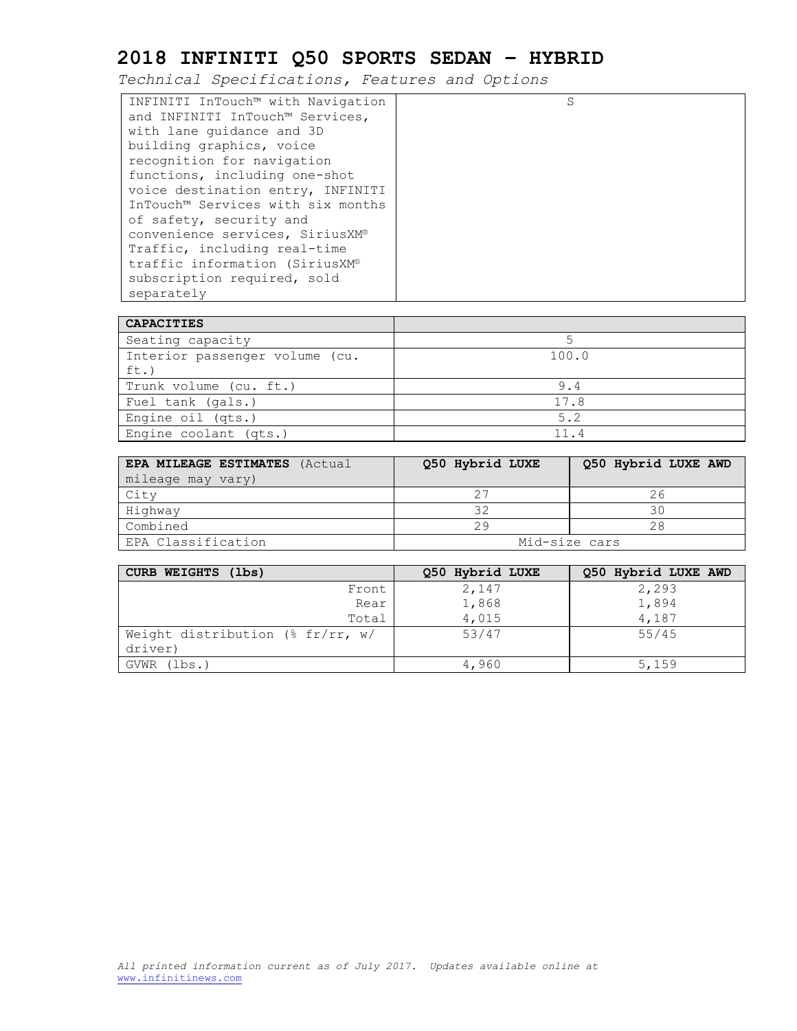# 2018 INFINITI Q50 SPORTS SEDAN – HYBRID

*Technical Specifications, Features and Options*

| | |
|---|---|
| INFINITI InTouch™ with Navigation and INFINITI InTouch™ Services, with lane guidance and 3D building graphics, voice recognition for navigation functions, including one-shot voice destination entry, INFINITI InTouch™ Services with six months of safety, security and convenience services, SiriusXM® Traffic, including real-time traffic information (SiriusXM® subscription required, sold separately | S |

| **CAPACITIES** | |
|---|---|
| Seating capacity | 5 |
| Interior passenger volume (cu. ft.) | 100.0 |
| Trunk volume (cu. ft.) | 9.4 |
| Fuel tank (gals.) | 17.8 |
| Engine oil (qts.) | 5.2 |
| Engine coolant (qts.) | 11.4 |

| **EPA MILEAGE ESTIMATES** (Actual mileage may vary) | **Q50 Hybrid LUXE** | **Q50 Hybrid LUXE AWD** |
|---|---|---|
| City | 27 | 26 |
| Highway | 32 | 30 |
| Combined | 29 | 28 |
| EPA Classification | Mid-size cars | |

| **CURB WEIGHTS (lbs)** | **Q50 Hybrid LUXE** | **Q50 Hybrid LUXE AWD** |
|---|---|---|
| Front | 2,147 | 2,293 |
| Rear | 1,868 | 1,894 |
| Total | 4,015 | 4,187 |
| Weight distribution (% fr/rr, w/ driver) | 53/47 | 55/45 |
| GVWR (lbs.) | 4,960 | 5,159 |

*All printed information current as of July 2017. Updates available online at* www.infinitinews.com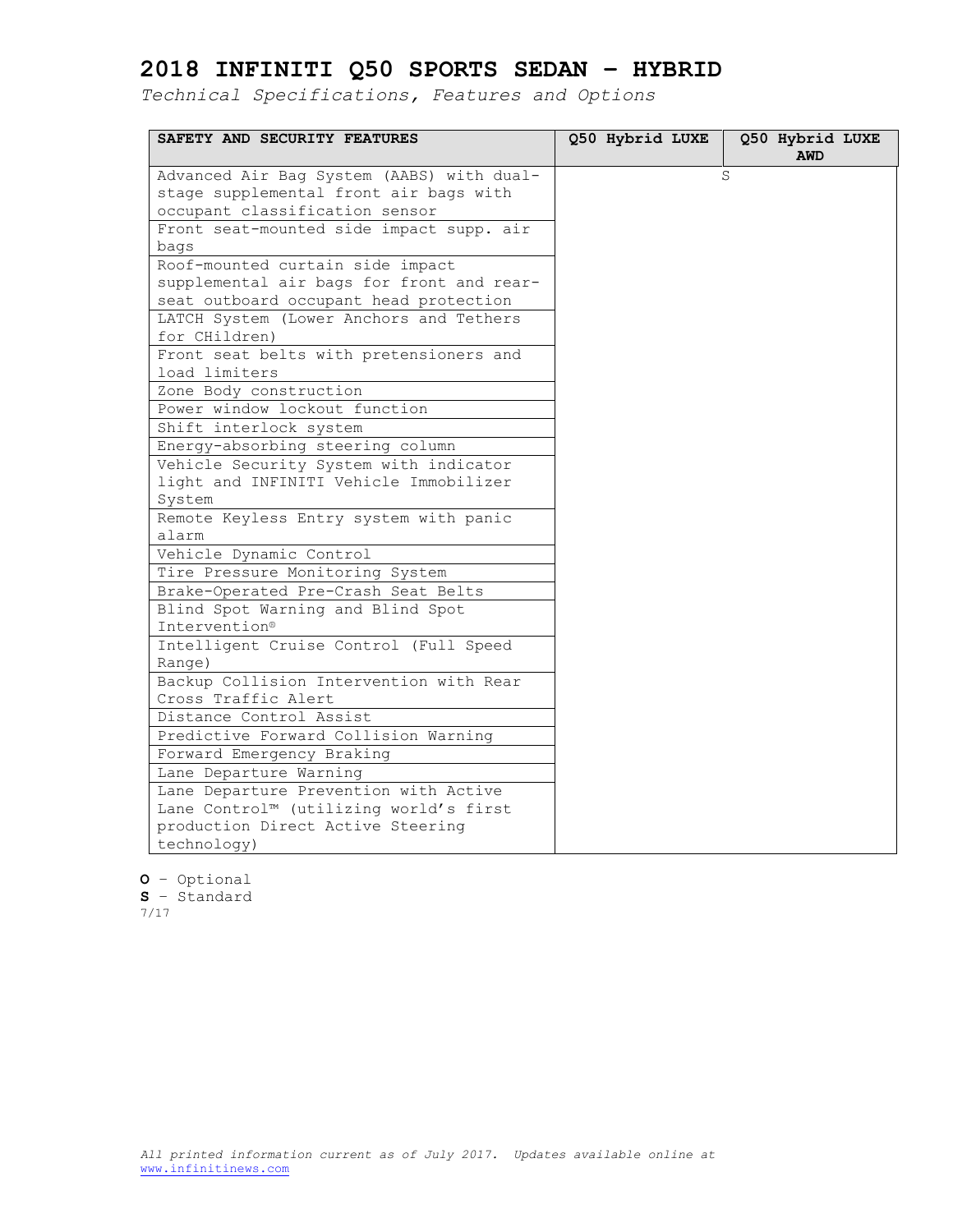# 2018 INFINITI Q50 SPORTS SEDAN – HYBRID

*Technical Specifications, Features and Options*

| SAFETY AND SECURITY FEATURES | Q50 Hybrid LUXE | Q50 Hybrid LUXE AWD |
|---|---|---|
| Advanced Air Bag System (AABS) with dual-stage supplemental front air bags with occupant classification sensor | S | |
| Front seat-mounted side impact supp. air bags | | |
| Roof-mounted curtain side impact supplemental air bags for front and rear-seat outboard occupant head protection | | |
| LATCH System (Lower Anchors and Tethers for CHildren) | | |
| Front seat belts with pretensioners and load limiters | | |
| Zone Body construction | | |
| Power window lockout function | | |
| Shift interlock system | | |
| Energy-absorbing steering column | | |
| Vehicle Security System with indicator light and INFINITI Vehicle Immobilizer System | | |
| Remote Keyless Entry system with panic alarm | | |
| Vehicle Dynamic Control | | |
| Tire Pressure Monitoring System | | |
| Brake-Operated Pre-Crash Seat Belts | | |
| Blind Spot Warning and Blind Spot Intervention® | | |
| Intelligent Cruise Control (Full Speed Range) | | |
| Backup Collision Intervention with Rear Cross Traffic Alert | | |
| Distance Control Assist | | |
| Predictive Forward Collision Warning | | |
| Forward Emergency Braking | | |
| Lane Departure Warning | | |
| Lane Departure Prevention with Active Lane Control™ (utilizing world's first production Direct Active Steering technology) | | |

**O** – Optional
**S** – Standard
7/17